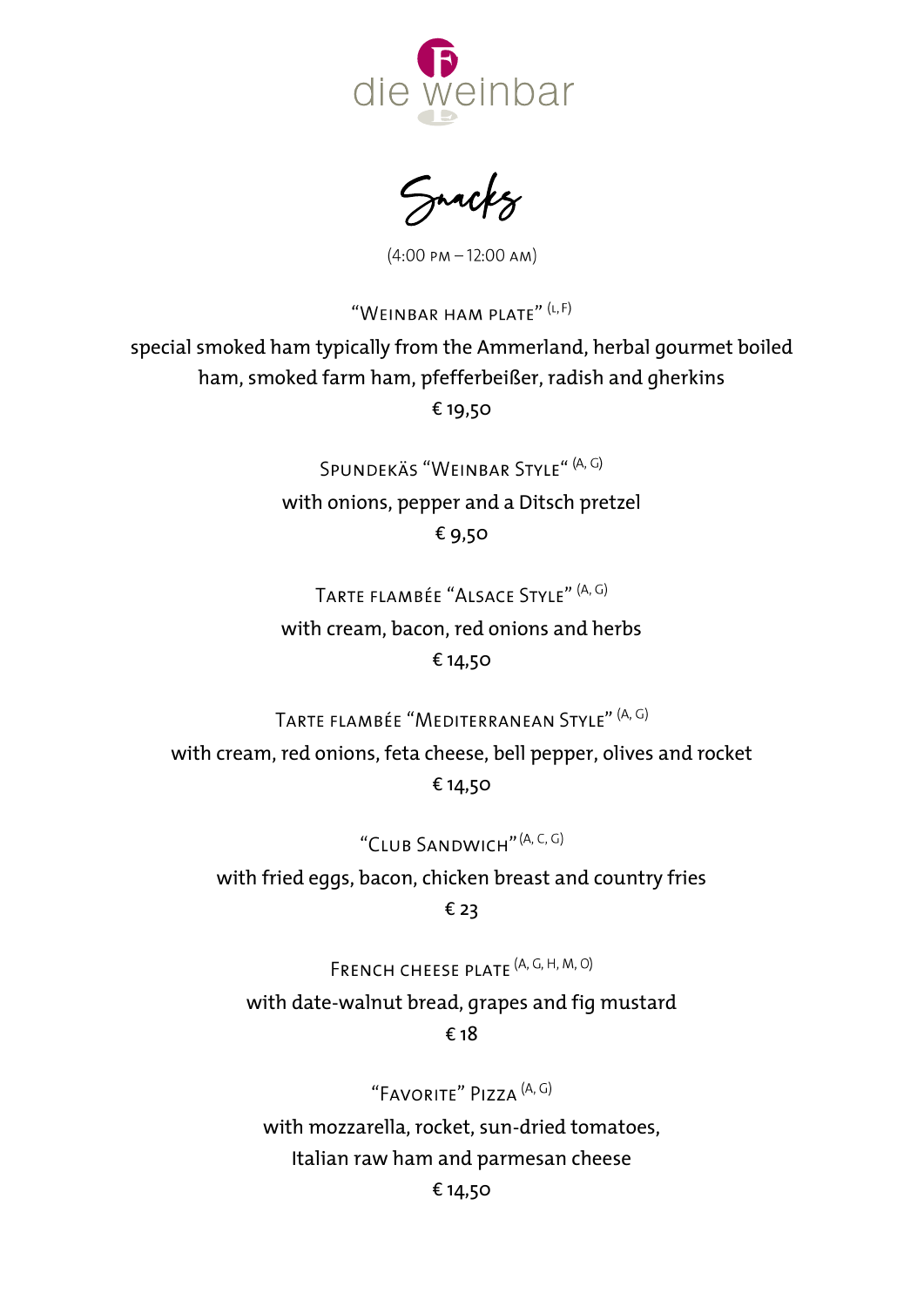die weinbar

# Snacks

(4:00 PM – 12:00 AM)

### "Weinbar ham plate" (L, F)

special smoked ham typically from the Ammerland, herbal gourmet boiled ham, smoked farm ham, pfefferbeißer, radish and gherkins

€ 19,50

### Spundekäs "Weinbar Style" (A, G)

with onions, pepper and a Ditsch pretzel

€ 9,50

### Tarte flambée "Alsace Style" (A, G)

with cream, bacon, red onions and herbs

€ 14,50

### Tarte flambée "Mediterranean Style" (A, G)

with cream, red onions, feta cheese, bell pepper, olives and rocket

€ 14,50

### "Club Sandwich" (A, C, G)

with fried eggs, bacon, chicken breast and country fries

€ 23

### French cheese plate (A, G, H, M, O)

with date-walnut bread, grapes and fig mustard

€ 18

### "Favorite" Pizza (A, G)

with mozzarella, rocket, sun-dried tomatoes, Italian raw ham and parmesan cheese

€ 14,50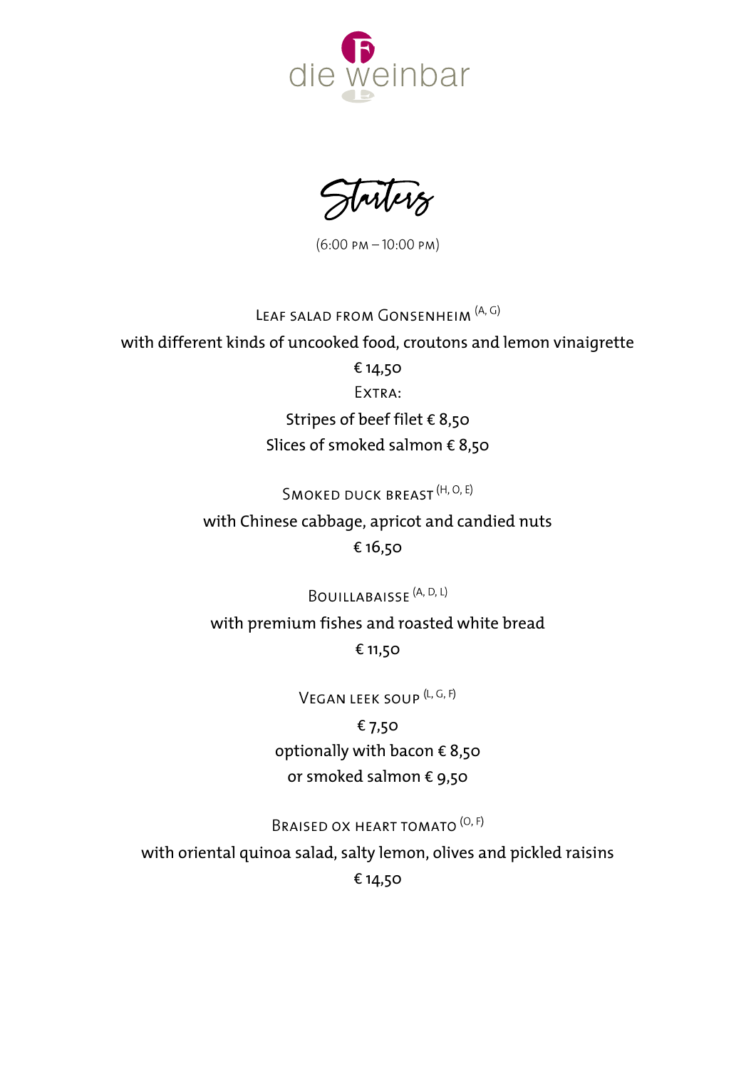die weinbar

# Starters

(6:00 PM – 10:00 PM)

**Leaf salad from Gonsenheim** (A, G)

with different kinds of uncooked food, croutons and lemon vinaigrette

€ 14,50

Extra:

Stripes of beef filet € 8,50

Slices of smoked salmon € 8,50

**Smoked duck breast** (H, O, E)

with Chinese cabbage, apricot and candied nuts

€ 16,50

**Bouillabaisse** (A, D, L)

with premium fishes and roasted white bread

€ 11,50

**Vegan leek soup** (L, G, F)

€ 7,50

optionally with bacon € 8,50

or smoked salmon € 9,50

**Braised ox heart tomato** (O, F)

with oriental quinoa salad, salty lemon, olives and pickled raisins

€ 14,50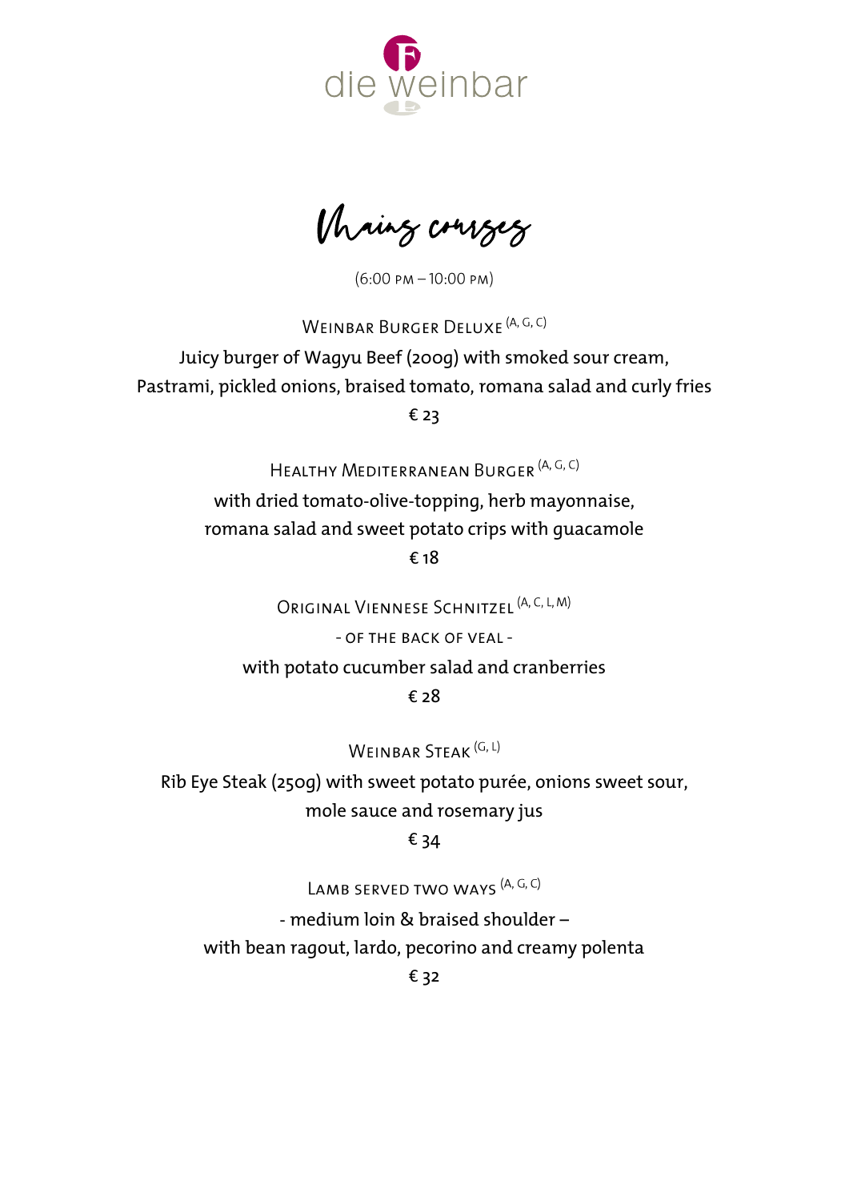die weinbar

# Mains courses

(6:00 PM – 10:00 PM)

### Weinbar Burger Deluxe (A, G, C)

Juicy burger of Wagyu Beef (200g) with smoked sour cream,
Pastrami, pickled onions, braised tomato, romana salad and curly fries

€ 23

### Healthy Mediterranean Burger (A, G, C)

with dried tomato-olive-topping, herb mayonnaise,
romana salad and sweet potato crips with guacamole

€ 18

### Original Viennese Schnitzel (A, C, L, M)

- OF THE BACK OF VEAL -

with potato cucumber salad and cranberries

€ 28

### Weinbar Steak (G, L)

Rib Eye Steak (250g) with sweet potato purée, onions sweet sour,
mole sauce and rosemary jus

€ 34

### Lamb served two ways (A, G, C)

- medium loin & braised shoulder –
with bean ragout, lardo, pecorino and creamy polenta

€ 32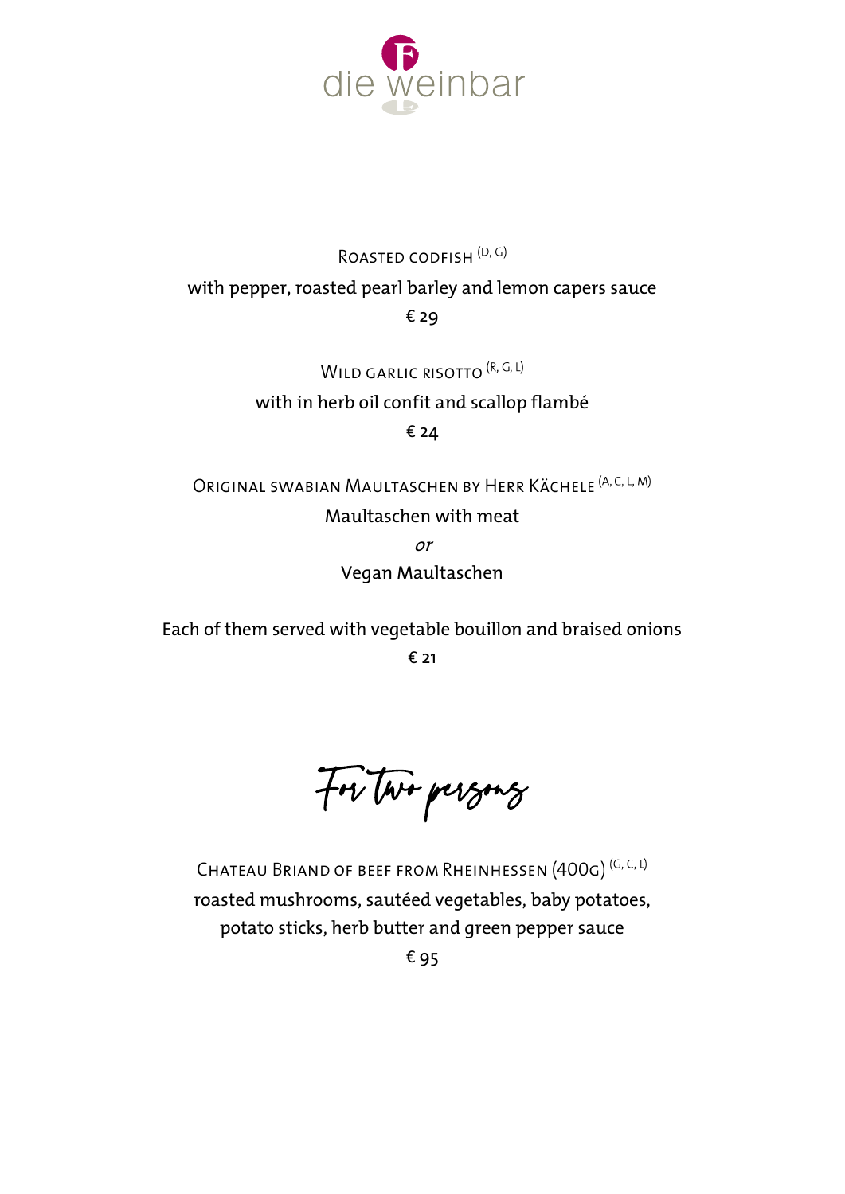die weinbar

ROASTED CODFISH (D, G)

with pepper, roasted pearl barley and lemon capers sauce

€ 29

WILD GARLIC RISOTTO (R, G, L)

with in herb oil confit and scallop flambé

€ 24

ORIGINAL SWABIAN MAULTASCHEN BY HERR KÄCHELE (A, C, L, M)

Maultaschen with meat

*or*

Vegan Maultaschen

Each of them served with vegetable bouillon and braised onions

€ 21

## *For two persons*

CHATEAU BRIAND OF BEEF FROM RHEINHESSEN (400G) (G, C, L)

roasted mushrooms, sautéed vegetables, baby potatoes,
potato sticks, herb butter and green pepper sauce

€ 95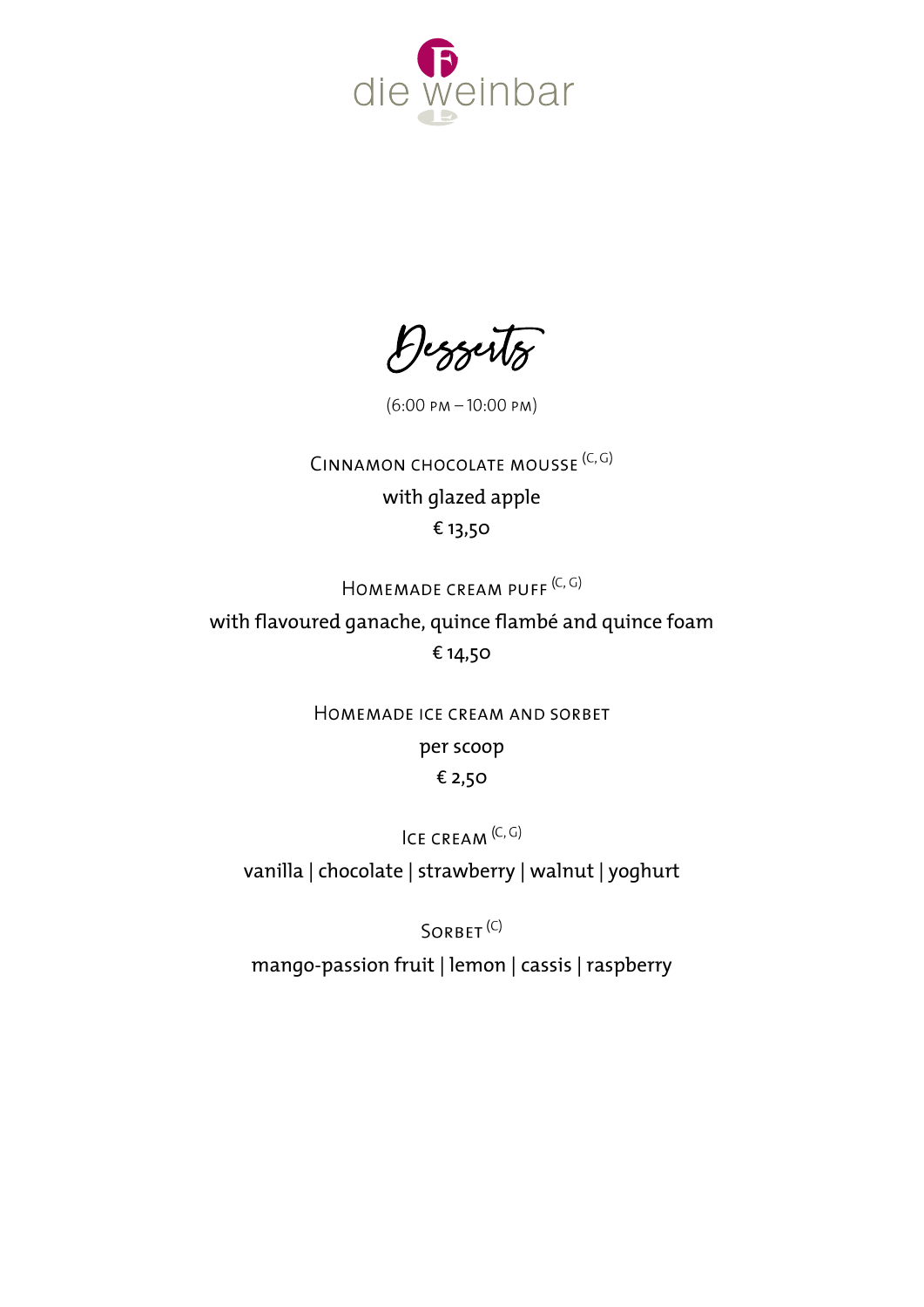die weinbar

# Desserts

(6:00 PM – 10:00 PM)

## Cinnamon chocolate mousse (C, G)

with glazed apple

€ 13,50

## Homemade cream puff (C, G)

with flavoured ganache, quince flambé and quince foam

€ 14,50

## Homemade ice cream and sorbet

per scoop

€ 2,50

### Ice cream (C, G)

vanilla | chocolate | strawberry | walnut | yoghurt

### Sorbet (C)

mango-passion fruit | lemon | cassis | raspberry